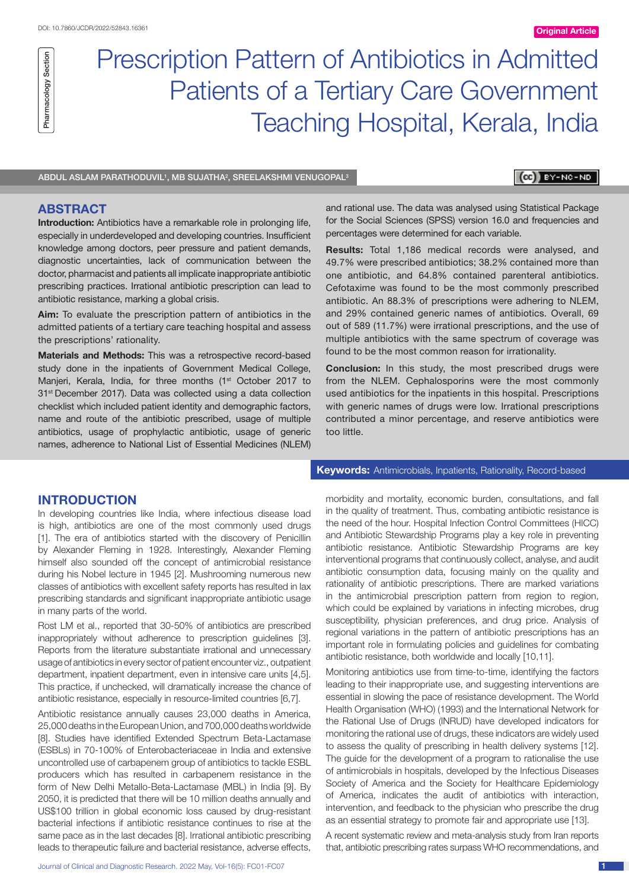DOI: 10.7860/JCDR/2022/52843.16361

Original Article

Pharmacology Section

# Prescription Pattern of Antibiotics in Admitted Patients of a Tertiary Care Government Teaching Hospital, Kerala, India

ABDUL ASLAM PARATHODUVIL[1], MB SUJATHA[2], SREELAKSHMI VENUGOPAL[3]

## ABSTRACT

**Introduction:** Antibiotics have a remarkable role in prolonging life, especially in underdeveloped and developing countries. Insufficient knowledge among doctors, peer pressure and patient demands, diagnostic uncertainties, lack of communication between the doctor, pharmacist and patients all implicate inappropriate antibiotic prescribing practices. Irrational antibiotic prescription can lead to antibiotic resistance, marking a global crisis.

**Aim:** To evaluate the prescription pattern of antibiotics in the admitted patients of a tertiary care teaching hospital and assess the prescriptions' rationality.

**Materials and Methods:** This was a retrospective record-based study done in the inpatients of Government Medical College, Manjeri, Kerala, India, for three months (1st October 2017 to 31st December 2017). Data was collected using a data collection checklist which included patient identity and demographic factors, name and route of the antibiotic prescribed, usage of multiple antibiotics, usage of prophylactic antibiotic, usage of generic names, adherence to National List of Essential Medicines (NLEM) and rational use. The data was analysed using Statistical Package for the Social Sciences (SPSS) version 16.0 and frequencies and percentages were determined for each variable.

**Results:** Total 1,186 medical records were analysed, and 49.7% were prescribed antibiotics; 38.2% contained more than one antibiotic, and 64.8% contained parenteral antibiotics. Cefotaxime was found to be the most commonly prescribed antibiotic. An 88.3% of prescriptions were adhering to NLEM, and 29% contained generic names of antibiotics. Overall, 69 out of 589 (11.7%) were irrational prescriptions, and the use of multiple antibiotics with the same spectrum of coverage was found to be the most common reason for irrationality.

**Conclusion:** In this study, the most prescribed drugs were from the NLEM. Cephalosporins were the most commonly used antibiotics for the inpatients in this hospital. Prescriptions with generic names of drugs were low. Irrational prescriptions contributed a minor percentage, and reserve antibiotics were too little.

**Keywords:** Antimicrobials, Inpatients, Rationality, Record-based

## INTRODUCTION

In developing countries like India, where infectious disease load is high, antibiotics are one of the most commonly used drugs [1]. The era of antibiotics started with the discovery of Penicillin by Alexander Fleming in 1928. Interestingly, Alexander Fleming himself also sounded off the concept of antimicrobial resistance during his Nobel lecture in 1945 [2]. Mushrooming numerous new classes of antibiotics with excellent safety reports has resulted in lax prescribing standards and significant inappropriate antibiotic usage in many parts of the world.

Rost LM et al., reported that 30-50% of antibiotics are prescribed inappropriately without adherence to prescription guidelines [3]. Reports from the literature substantiate irrational and unnecessary usage of antibiotics in every sector of patient encounter viz., outpatient department, inpatient department, even in intensive care units [4,5]. This practice, if unchecked, will dramatically increase the chance of antibiotic resistance, especially in resource-limited countries [6,7].

Antibiotic resistance annually causes 23,000 deaths in America, 25,000 deaths in the European Union, and 700,000 deaths worldwide [8]. Studies have identified Extended Spectrum Beta-Lactamase (ESBLs) in 70-100% of Enterobacteriaceae in India and extensive uncontrolled use of carbapenem group of antibiotics to tackle ESBL producers which has resulted in carbapenem resistance in the form of New Delhi Metallo-Beta-Lactamase (MBL) in India [9]. By 2050, it is predicted that there will be 10 million deaths annually and US$100 trillion in global economic loss caused by drug-resistant bacterial infections if antibiotic resistance continues to rise at the same pace as in the last decades [8]. Irrational antibiotic prescribing leads to therapeutic failure and bacterial resistance, adverse effects, morbidity and mortality, economic burden, consultations, and fall in the quality of treatment. Thus, combating antibiotic resistance is the need of the hour. Hospital Infection Control Committees (HICC) and Antibiotic Stewardship Programs play a key role in preventing antibiotic resistance. Antibiotic Stewardship Programs are key interventional programs that continuously collect, analyse, and audit antibiotic consumption data, focusing mainly on the quality and rationality of antibiotic prescriptions. There are marked variations in the antimicrobial prescription pattern from region to region, which could be explained by variations in infecting microbes, drug susceptibility, physician preferences, and drug price. Analysis of regional variations in the pattern of antibiotic prescriptions has an important role in formulating policies and guidelines for combating antibiotic resistance, both worldwide and locally [10,11].

Monitoring antibiotics use from time-to-time, identifying the factors leading to their inappropriate use, and suggesting interventions are essential in slowing the pace of resistance development. The World Health Organisation (WHO) (1993) and the International Network for the Rational Use of Drugs (INRUD) have developed indicators for monitoring the rational use of drugs, these indicators are widely used to assess the quality of prescribing in health delivery systems [12]. The guide for the development of a program to rationalise the use of antimicrobials in hospitals, developed by the Infectious Diseases Society of America and the Society for Healthcare Epidemiology of America, indicates the audit of antibiotics with interaction, intervention, and feedback to the physician who prescribe the drug as an essential strategy to promote fair and appropriate use [13].

A recent systematic review and meta-analysis study from Iran reports that, antibiotic prescribing rates surpass WHO recommendations, and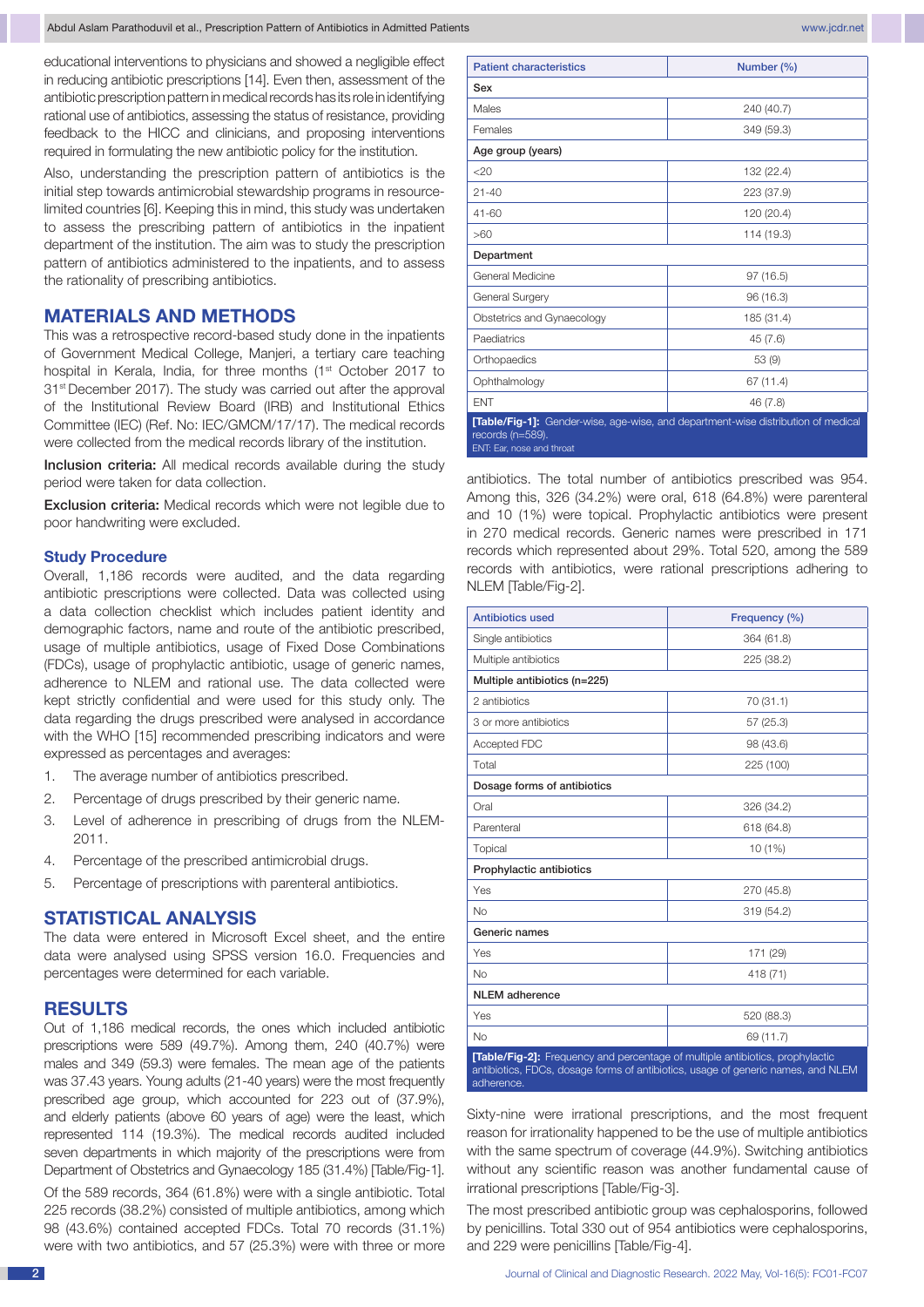educational interventions to physicians and showed a negligible effect in reducing antibiotic prescriptions [14]. Even then, assessment of the antibiotic prescription pattern in medical records has its role in identifying rational use of antibiotics, assessing the status of resistance, providing feedback to the HICC and clinicians, and proposing interventions required in formulating the new antibiotic policy for the institution.

Also, understanding the prescription pattern of antibiotics is the initial step towards antimicrobial stewardship programs in resource-limited countries [6]. Keeping this in mind, this study was undertaken to assess the prescribing pattern of antibiotics in the inpatient department of the institution. The aim was to study the prescription pattern of antibiotics administered to the inpatients, and to assess the rationality of prescribing antibiotics.

## MATERIALS AND METHODS

This was a retrospective record-based study done in the inpatients of Government Medical College, Manjeri, a tertiary care teaching hospital in Kerala, India, for three months (1st October 2017 to 31st December 2017). The study was carried out after the approval of the Institutional Review Board (IRB) and Institutional Ethics Committee (IEC) (Ref. No: IEC/GMCM/17/17). The medical records were collected from the medical records library of the institution.

**Inclusion criteria:** All medical records available during the study period were taken for data collection.

**Exclusion criteria:** Medical records which were not legible due to poor handwriting were excluded.

### Study Procedure

Overall, 1,186 records were audited, and the data regarding antibiotic prescriptions were collected. Data was collected using a data collection checklist which includes patient identity and demographic factors, name and route of the antibiotic prescribed, usage of multiple antibiotics, usage of Fixed Dose Combinations (FDCs), usage of prophylactic antibiotic, usage of generic names, adherence to NLEM and rational use. The data collected were kept strictly confidential and were used for this study only. The data regarding the drugs prescribed were analysed in accordance with the WHO [15] recommended prescribing indicators and were expressed as percentages and averages:

1. The average number of antibiotics prescribed.
2. Percentage of drugs prescribed by their generic name.
3. Level of adherence in prescribing of drugs from the NLEM-2011.
4. Percentage of the prescribed antimicrobial drugs.
5. Percentage of prescriptions with parenteral antibiotics.

## STATISTICAL ANALYSIS

The data were entered in Microsoft Excel sheet, and the entire data were analysed using SPSS version 16.0. Frequencies and percentages were determined for each variable.

## RESULTS

Out of 1,186 medical records, the ones which included antibiotic prescriptions were 589 (49.7%). Among them, 240 (40.7%) were males and 349 (59.3) were females. The mean age of the patients was 37.43 years. Young adults (21-40 years) were the most frequently prescribed age group, which accounted for 223 out of (37.9%), and elderly patients (above 60 years of age) were the least, which represented 114 (19.3%). The medical records audited included seven departments in which majority of the prescriptions were from Department of Obstetrics and Gynaecology 185 (31.4%) [Table/Fig-1].

Of the 589 records, 364 (61.8%) were with a single antibiotic. Total 225 records (38.2%) consisted of multiple antibiotics, among which 98 (43.6%) contained accepted FDCs. Total 70 records (31.1%) were with two antibiotics, and 57 (25.3%) were with three or more antibiotics. The total number of antibiotics prescribed was 954. Among this, 326 (34.2%) were oral, 618 (64.8%) were parenteral and 10 (1%) were topical. Prophylactic antibiotics were present in 270 medical records. Generic names were prescribed in 171 records which represented about 29%. Total 520, among the 589 records with antibiotics, were rational prescriptions adhering to NLEM [Table/Fig-2].

| Patient characteristics | Number (%) |
|---|---|
| **Sex** | |
| Males | 240 (40.7) |
| Females | 349 (59.3) |
| **Age group (years)** | |
| <20 | 132 (22.4) |
| 21-40 | 223 (37.9) |
| 41-60 | 120 (20.4) |
| >60 | 114 (19.3) |
| **Department** | |
| General Medicine | 97 (16.5) |
| General Surgery | 96 (16.3) |
| Obstetrics and Gynaecology | 185 (31.4) |
| Paediatrics | 45 (7.6) |
| Orthopaedics | 53 (9) |
| Ophthalmology | 67 (11.4) |
| ENT | 46 (7.8) |

**[Table/Fig-1]:** Gender-wise, age-wise, and department-wise distribution of medical records (n=589).
ENT: Ear, nose and throat

| Antibiotics used | Frequency (%) |
|---|---|
| Single antibiotics | 364 (61.8) |
| Multiple antibiotics | 225 (38.2) |
| **Multiple antibiotics (n=225)** | |
| 2 antibiotics | 70 (31.1) |
| 3 or more antibiotics | 57 (25.3) |
| Accepted FDC | 98 (43.6) |
| Total | 225 (100) |
| **Dosage forms of antibiotics** | |
| Oral | 326 (34.2) |
| Parenteral | 618 (64.8) |
| Topical | 10 (1%) |
| **Prophylactic antibiotics** | |
| Yes | 270 (45.8) |
| No | 319 (54.2) |
| **Generic names** | |
| Yes | 171 (29) |
| No | 418 (71) |
| **NLEM adherence** | |
| Yes | 520 (88.3) |
| No | 69 (11.7) |

**[Table/Fig-2]:** Frequency and percentage of multiple antibiotics, prophylactic antibiotics, FDCs, dosage forms of antibiotics, usage of generic names, and NLEM adherence.

Sixty-nine were irrational prescriptions, and the most frequent reason for irrationality happened to be the use of multiple antibiotics with the same spectrum of coverage (44.9%). Switching antibiotics without any scientific reason was another fundamental cause of irrational prescriptions [Table/Fig-3].

The most prescribed antibiotic group was cephalosporins, followed by penicillins. Total 330 out of 954 antibiotics were cephalosporins, and 229 were penicillins [Table/Fig-4].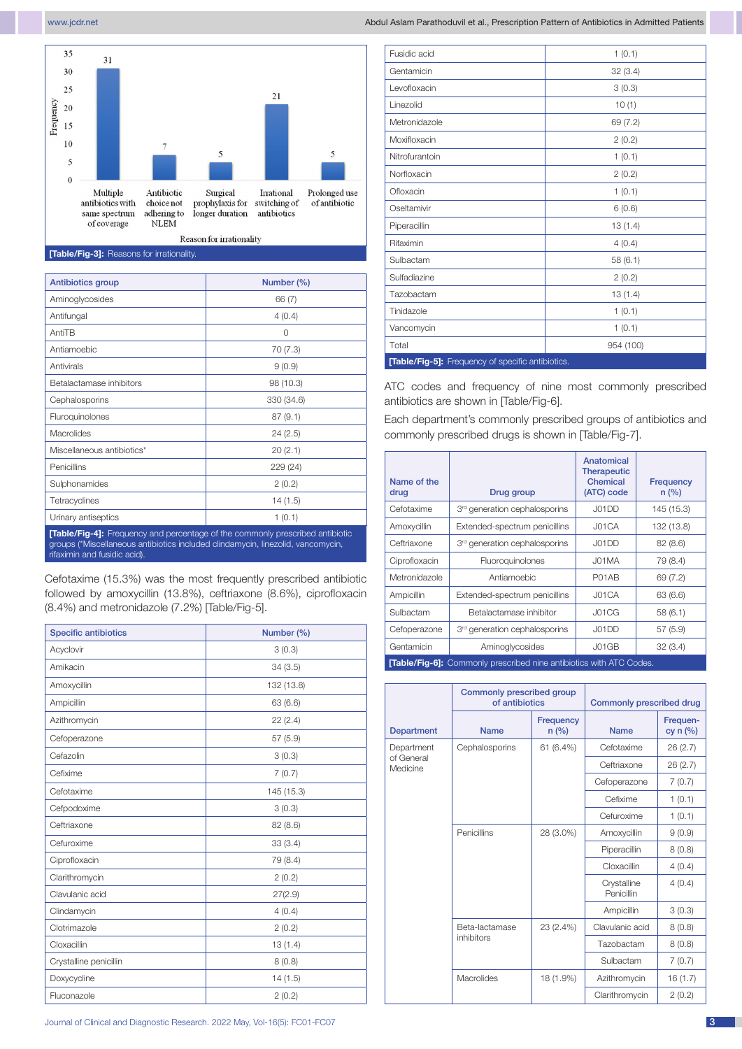| Reason for irrationality | Frequency |
|---|---|
| Multiple antibiotics with same spectrum of coverage | 31 |
| Antibiotic choice not adhering to NLEM | 7 |
| Surgical prophylaxis for longer duration | 5 |
| Irrational switching of antibiotics | 21 |
| Prolonged use of antibiotic | 5 |

**[Table/Fig-3]:** Reasons for irrationality.

| Antibiotics group | Number (%) |
|---|---|
| Aminoglycosides | 66 (7) |
| Antifungal | 4 (0.4) |
| AntiTB | 0 |
| Antiamoebic | 70 (7.3) |
| Antivirals | 9 (0.9) |
| Betalactamase inhibitors | 98 (10.3) |
| Cephalosporins | 330 (34.6) |
| Fluroquinolones | 87 (9.1) |
| Macrolides | 24 (2.5) |
| Miscellaneous antibiotics* | 20 (2.1) |
| Penicillins | 229 (24) |
| Sulphonamides | 2 (0.2) |
| Tetracyclines | 14 (1.5) |
| Urinary antiseptics | 1 (0.1) |

**[Table/Fig-4]:** Frequency and percentage of the commonly prescribed antibiotic groups (*Miscellaneous antibiotics included clindamycin, linezolid, vancomycin, rifaximin and fusidic acid).

Cefotaxime (15.3%) was the most frequently prescribed antibiotic followed by amoxycillin (13.8%), ceftriaxone (8.6%), ciprofloxacin (8.4%) and metronidazole (7.2%) [Table/Fig-5].

| Specific antibiotics | Number (%) |
|---|---|
| Acyclovir | 3 (0.3) |
| Amikacin | 34 (3.5) |
| Amoxycillin | 132 (13.8) |
| Ampicillin | 63 (6.6) |
| Azithromycin | 22 (2.4) |
| Cefoperazone | 57 (5.9) |
| Cefazolin | 3 (0.3) |
| Cefixime | 7 (0.7) |
| Cefotaxime | 145 (15.3) |
| Cefpodoxime | 3 (0.3) |
| Ceftriaxone | 82 (8.6) |
| Cefuroxime | 33 (3.4) |
| Ciprofloxacin | 79 (8.4) |
| Clarithromycin | 2 (0.2) |
| Clavulanic acid | 27(2.9) |
| Clindamycin | 4 (0.4) |
| Clotrimazole | 2 (0.2) |
| Cloxacillin | 13 (1.4) |
| Crystalline penicillin | 8 (0.8) |
| Doxycycline | 14 (1.5) |
| Fluconazole | 2 (0.2) |
| Fusidic acid | 1 (0.1) |
| Gentamicin | 32 (3.4) |
| Levofloxacin | 3 (0.3) |
| Linezolid | 10 (1) |
| Metronidazole | 69 (7.2) |
| Moxifloxacin | 2 (0.2) |
| Nitrofurantoin | 1 (0.1) |
| Norfloxacin | 2 (0.2) |
| Ofloxacin | 1 (0.1) |
| Oseltamivir | 6 (0.6) |
| Piperacillin | 13 (1.4) |
| Rifaximin | 4 (0.4) |
| Sulbactam | 58 (6.1) |
| Sulfadiazine | 2 (0.2) |
| Tazobactam | 13 (1.4) |
| Tinidazole | 1 (0.1) |
| Vancomycin | 1 (0.1) |
| Total | 954 (100) |

**[Table/Fig-5]:** Frequency of specific antibiotics.

ATC codes and frequency of nine most commonly prescribed antibiotics are shown in [Table/Fig-6].

Each department's commonly prescribed groups of antibiotics and commonly prescribed drugs is shown in [Table/Fig-7].

| Name of the drug | Drug group | Anatomical Therapeutic Chemical (ATC) code | Frequency n (%) |
|---|---|---|---|
| Cefotaxime | 3rd generation cephalosporins | J01DD | 145 (15.3) |
| Amoxycillin | Extended-spectrum penicillins | J01CA | 132 (13.8) |
| Ceftriaxone | 3rd generation cephalosporins | J01DD | 82 (8.6) |
| Ciprofloxacin | Fluoroquinolones | J01MA | 79 (8.4) |
| Metronidazole | Antiamoebic | P01AB | 69 (7.2) |
| Ampicillin | Extended-spectrum penicillins | J01CA | 63 (6.6) |
| Sulbactam | Betalactamase inhibitor | J01CG | 58 (6.1) |
| Cefoperazone | 3rd generation cephalosporins | J01DD | 57 (5.9) |
| Gentamicin | Aminoglycosides | J01GB | 32 (3.4) |

**[Table/Fig-6]:** Commonly prescribed nine antibiotics with ATC Codes.

| Department | Commonly prescribed group of antibiotics | | Commonly prescribed drug | |
|---|---|---|---|---|
| | Name | Frequency n (%) | Name | Frequency n (%) |
| Department of General Medicine | Cephalosporins | 61 (6.4%) | Cefotaxime | 26 (2.7) |
| | | | Ceftriaxone | 26 (2.7) |
| | | | Cefoperazone | 7 (0.7) |
| | | | Cefixime | 1 (0.1) |
| | | | Cefuroxime | 1 (0.1) |
| | Penicillins | 28 (3.0%) | Amoxycillin | 9 (0.9) |
| | | | Piperacillin | 8 (0.8) |
| | | | Cloxacillin | 4 (0.4) |
| | | | Crystalline Penicillin | 4 (0.4) |
| | | | Ampicillin | 3 (0.3) |
| | Beta-lactamase inhibitors | 23 (2.4%) | Clavulanic acid | 8 (0.8) |
| | | | Tazobactam | 8 (0.8) |
| | | | Sulbactam | 7 (0.7) |
| | Macrolides | 18 (1.9%) | Azithromycin | 16 (1.7) |
| | | | Clarithromycin | 2 (0.2) |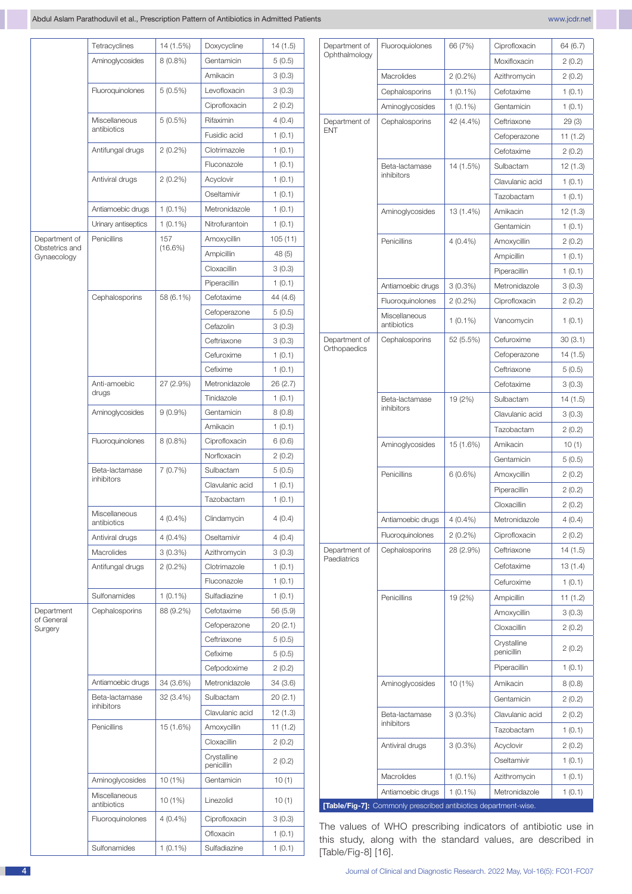| | Tetracyclines | 14 (1.5%) | Doxycycline | 14 (1.5) |
|---|---|---|---|---|
| | Aminoglycosides | 8 (0.8%) | Gentamicin | 5 (0.5) |
| | | | Amikacin | 3 (0.3) |
| | Fluoroquinolones | 5 (0.5%) | Levofloxacin | 3 (0.3) |
| | | | Ciprofloxacin | 2 (0.2) |
| | Miscellaneous antibiotics | 5 (0.5%) | Rifaximin | 4 (0.4) |
| | | | Fusidic acid | 1 (0.1) |
| | Antifungal drugs | 2 (0.2%) | Clotrimazole | 1 (0.1) |
| | | | Fluconazole | 1 (0.1) |
| | Antiviral drugs | 2 (0.2%) | Acyclovir | 1 (0.1) |
| | | | Oseltamivir | 1 (0.1) |
| | Antiamoebic drugs | 1 (0.1%) | Metronidazole | 1 (0.1) |
| | Urinary antiseptics | 1 (0.1%) | Nitrofurantoin | 1 (0.1) |
| Department of Obstetrics and Gynaecology | Penicillins | 157 (16.6%) | Amoxycillin | 105 (11) |
| | | | Ampicillin | 48 (5) |
| | | | Cloxacillin | 3 (0.3) |
| | | | Piperacillin | 1 (0.1) |
| | Cephalosporins | 58 (6.1%) | Cefotaxime | 44 (4.6) |
| | | | Cefoperazone | 5 (0.5) |
| | | | Cefazolin | 3 (0.3) |
| | | | Ceftriaxone | 3 (0.3) |
| | | | Cefuroxime | 1 (0.1) |
| | | | Cefixime | 1 (0.1) |
| | Anti-amoebic drugs | 27 (2.9%) | Metronidazole | 26 (2.7) |
| | | | Tinidazole | 1 (0.1) |
| | Aminoglycosides | 9 (0.9%) | Gentamicin | 8 (0.8) |
| | | | Amikacin | 1 (0.1) |
| | Fluoroquinolones | 8 (0.8%) | Ciprofloxacin | 6 (0.6) |
| | | | Norfloxacin | 2 (0.2) |
| | Beta-lactamase inhibitors | 7 (0.7%) | Sulbactam | 5 (0.5) |
| | | | Clavulanic acid | 1 (0.1) |
| | | | Tazobactam | 1 (0.1) |
| | Miscellaneous antibiotics | 4 (0.4%) | Clindamycin | 4 (0.4) |
| | Antiviral drugs | 4 (0.4%) | Oseltamivir | 4 (0.4) |
| | Macrolides | 3 (0.3%) | Azithromycin | 3 (0.3) |
| | Antifungal drugs | 2 (0.2%) | Clotrimazole | 1 (0.1) |
| | | | Fluconazole | 1 (0.1) |
| | Sulfonamides | 1 (0.1%) | Sulfadiazine | 1 (0.1) |
| Department of General Surgery | Cephalosporins | 88 (9.2%) | Cefotaxime | 56 (5.9) |
| | | | Cefoperazone | 20 (2.1) |
| | | | Ceftriaxone | 5 (0.5) |
| | | | Cefixime | 5 (0.5) |
| | | | Cefpodoxime | 2 (0.2) |
| | Antiamoebic drugs | 34 (3.6%) | Metronidazole | 34 (3.6) |
| | Beta-lactamase inhibitors | 32 (3.4%) | Sulbactam | 20 (2.1) |
| | | | Clavulanic acid | 12 (1.3) |
| | Penicillins | 15 (1.6%) | Amoxycillin | 11 (1.2) |
| | | | Cloxacillin | 2 (0.2) |
| | | | Crystalline penicillin | 2 (0.2) |
| | Aminoglycosides | 10 (1%) | Gentamicin | 10 (1) |
| | Miscellaneous antibiotics | 10 (1%) | Linezolid | 10 (1) |
| | Fluoroquinolones | 4 (0.4%) | Ciprofloxacin | 3 (0.3) |
| | | | Ofloxacin | 1 (0.1) |
| | Sulfonamides | 1 (0.1%) | Sulfadiazine | 1 (0.1) |
| Department of Ophthalmology | Fluoroquinolones | 66 (7%) | Ciprofloxacin | 64 (6.7) |
| | | | Moxifloxacin | 2 (0.2) |
| | Macrolides | 2 (0.2%) | Azithromycin | 2 (0.2) |
| | Cephalosporins | 1 (0.1%) | Cefotaxime | 1 (0.1) |
| | Aminoglycosides | 1 (0.1%) | Gentamicin | 1 (0.1) |
| Department of ENT | Cephalosporins | 42 (4.4%) | Ceftriaxone | 29 (3) |
| | | | Cefoperazone | 11 (1.2) |
| | | | Cefotaxime | 2 (0.2) |
| | Beta-lactamase inhibitors | 14 (1.5%) | Sulbactam | 12 (1.3) |
| | | | Clavulanic acid | 1 (0.1) |
| | | | Tazobactam | 1 (0.1) |
| | Aminoglycosides | 13 (1.4%) | Amikacin | 12 (1.3) |
| | | | Gentamicin | 1 (0.1) |
| | Penicillins | 4 (0.4%) | Amoxycillin | 2 (0.2) |
| | | | Ampicillin | 1 (0.1) |
| | | | Piperacillin | 1 (0.1) |
| | Antiamoebic drugs | 3 (0.3%) | Metronidazole | 3 (0.3) |
| | Fluoroquinolones | 2 (0.2%) | Ciprofloxacin | 2 (0.2) |
| | Miscellaneous antibiotics | 1 (0.1%) | Vancomycin | 1 (0.1) |
| Department of Orthopaedics | Cephalosporins | 52 (5.5%) | Cefuroxime | 30 (3.1) |
| | | | Cefoperazone | 14 (1.5) |
| | | | Ceftriaxone | 5 (0.5) |
| | | | Cefotaxime | 3 (0.3) |
| | Beta-lactamase inhibitors | 19 (2%) | Sulbactam | 14 (1.5) |
| | | | Clavulanic acid | 3 (0.3) |
| | | | Tazobactam | 2 (0.2) |
| | Aminoglycosides | 15 (1.6%) | Amikacin | 10 (1) |
| | | | Gentamicin | 5 (0.5) |
| | Penicillins | 6 (0.6%) | Amoxycillin | 2 (0.2) |
| | | | Piperacillin | 2 (0.2) |
| | | | Cloxacillin | 2 (0.2) |
| | Antiamoebic drugs | 4 (0.4%) | Metronidazole | 4 (0.4) |
| | Fluoroquinolones | 2 (0.2%) | Ciprofloxacin | 2 (0.2) |
| Department of Paediatrics | Cephalosporins | 28 (2.9%) | Ceftriaxone | 14 (1.5) |
| | | | Cefotaxime | 13 (1.4) |
| | | | Cefuroxime | 1 (0.1) |
| | Penicillins | 19 (2%) | Ampicillin | 11 (1.2) |
| | | | Amoxycillin | 3 (0.3) |
| | | | Cloxacillin | 2 (0.2) |
| | | | Crystalline penicillin | 2 (0.2) |
| | | | Piperacillin | 1 (0.1) |
| | Aminoglycosides | 10 (1%) | Amikacin | 8 (0.8) |
| | | | Gentamicin | 2 (0.2) |
| | Beta-lactamase inhibitors | 3 (0.3%) | Clavulanic acid | 2 (0.2) |
| | | | Tazobactam | 1 (0.1) |
| | Antiviral drugs | 3 (0.3%) | Acyclovir | 2 (0.2) |
| | | | Oseltamivir | 1 (0.1) |
| | Macrolides | 1 (0.1%) | Azithromycin | 1 (0.1) |
| | Antiamoebic drugs | 1 (0.1%) | Metronidazole | 1 (0.1) |

**[Table/Fig-7]:** Commonly prescribed antibiotics department-wise.

The values of WHO prescribing indicators of antibiotic use in this study, along with the standard values, are described in [Table/Fig-8] [16].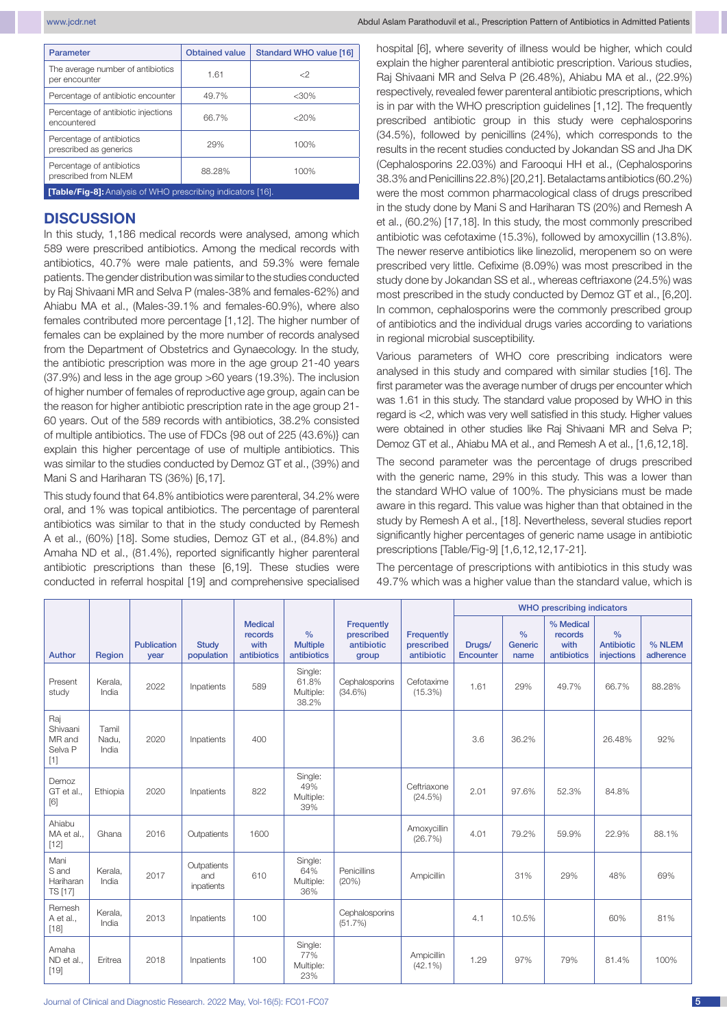| Parameter | Obtained value | Standard WHO value [16] |
|---|---|---|
| The average number of antibiotics per encounter | 1.61 | <2 |
| Percentage of antibiotic encounter | 49.7% | <30% |
| Percentage of antibiotic injections encountered | 66.7% | <20% |
| Percentage of antibiotics prescribed as generics | 29% | 100% |
| Percentage of antibiotics prescribed from NLEM | 88.28% | 100% |

**[Table/Fig-8]:** Analysis of WHO prescribing indicators [16].

## DISCUSSION

In this study, 1,186 medical records were analysed, among which 589 were prescribed antibiotics. Among the medical records with antibiotics, 40.7% were male patients, and 59.3% were female patients. The gender distribution was similar to the studies conducted by Raj Shivaani MR and Selva P (males-38% and females-62%) and Ahiabu MA et al., (Males-39.1% and females-60.9%), where also females contributed more percentage [1,12]. The higher number of females can be explained by the more number of records analysed from the Department of Obstetrics and Gynaecology. In the study, the antibiotic prescription was more in the age group 21-40 years (37.9%) and less in the age group >60 years (19.3%). The inclusion of higher number of females of reproductive age group, again can be the reason for higher antibiotic prescription rate in the age group 21-60 years. Out of the 589 records with antibiotics, 38.2% consisted of multiple antibiotics. The use of FDCs {98 out of 225 (43.6%)} can explain this higher percentage of use of multiple antibiotics. This was similar to the studies conducted by Demoz GT et al., (39%) and Mani S and Hariharan TS (36%) [6,17].

This study found that 64.8% antibiotics were parenteral, 34.2% were oral, and 1% was topical antibiotics. The percentage of parenteral antibiotics was similar to that in the study conducted by Remesh A et al., (60%) [18]. Some studies, Demoz GT et al., (84.8%) and Amaha ND et al., (81.4%), reported significantly higher parenteral antibiotic prescriptions than these [6,19]. These studies were conducted in referral hospital [19] and comprehensive specialised hospital [6], where severity of illness would be higher, which could explain the higher parenteral antibiotic prescription. Various studies, Raj Shivaani MR and Selva P (26.48%), Ahiabu MA et al., (22.9%) respectively, revealed fewer parenteral antibiotic prescriptions, which is in par with the WHO prescription guidelines [1,12]. The frequently prescribed antibiotic group in this study were cephalosporins (34.5%), followed by penicillins (24%), which corresponds to the results in the recent studies conducted by Jokandan SS and Jha DK (Cephalosporins 22.03%) and Farooqui HH et al., (Cephalosporins 38.3% and Penicillins 22.8%) [20,21]. Betalactams antibiotics (60.2%) were the most common pharmacological class of drugs prescribed in the study done by Mani S and Hariharan TS (20%) and Remesh A et al., (60.2%) [17,18]. In this study, the most commonly prescribed antibiotic was cefotaxime (15.3%), followed by amoxycillin (13.8%). The newer reserve antibiotics like linezolid, meropenem so on were prescribed very little. Cefixime (8.09%) was most prescribed in the study done by Jokandan SS et al., whereas ceftriaxone (24.5%) was most prescribed in the study conducted by Demoz GT et al., [6,20]. In common, cephalosporins were the commonly prescribed group of antibiotics and the individual drugs varies according to variations in regional microbial susceptibility.

Various parameters of WHO core prescribing indicators were analysed in this study and compared with similar studies [16]. The first parameter was the average number of drugs per encounter which was 1.61 in this study. The standard value proposed by WHO in this regard is <2, which was very well satisfied in this study. Higher values were obtained in other studies like Raj Shivaani MR and Selva P; Demoz GT et al., Ahiabu MA et al., and Remesh A et al., [1,6,12,18].

The second parameter was the percentage of drugs prescribed with the generic name, 29% in this study. This was a lower than the standard WHO value of 100%. The physicians must be made aware in this regard. This value was higher than that obtained in the study by Remesh A et al., [18]. Nevertheless, several studies report significantly higher percentages of generic name usage in antibiotic prescriptions [Table/Fig-9] [1,6,12,12,17-21].

The percentage of prescriptions with antibiotics in this study was 49.7% which was a higher value than the standard value, which is

| Author | Region | Publication year | Study population | Medical records with antibiotics | % Multiple antibiotics | Frequently prescribed antibiotic group | Frequently prescribed antibiotic | WHO prescribing indicators | | | | |
|---|---|---|---|---|---|---|---|---|---|---|---|---|
| | | | | | | | | Drugs/ Encounter | % Generic name | % Medical records with antibiotics | % Antibiotic injections | % NLEM adherence |
| Present study | Kerala, India | 2022 | Inpatients | 589 | Single: 61.8% Multiple: 38.2% | Cephalosporins (34.6%) | Cefotaxime (15.3%) | 1.61 | 29% | 49.7% | 66.7% | 88.28% |
| Raj Shivaani MR and Selva P [1] | Tamil Nadu, India | 2020 | Inpatients | 400 | | | | 3.6 | 36.2% | | 26.48% | 92% |
| Demoz GT et al., [6] | Ethiopia | 2020 | Inpatients | 822 | Single: 49% Multiple: 39% | | Ceftriaxone (24.5%) | 2.01 | 97.6% | 52.3% | 84.8% | |
| Ahiabu MA et al., [12] | Ghana | 2016 | Outpatients | 1600 | | | Amoxycillin (26.7%) | 4.01 | 79.2% | 59.9% | 22.9% | 88.1% |
| Mani S and Hariharan TS [17] | Kerala, India | 2017 | Outpatients and inpatients | 610 | Single: 64% Multiple: 36% | Penicillins (20%) | Ampicillin | | 31% | 29% | 48% | 69% |
| Remesh A et al., [18] | Kerala, India | 2013 | Inpatients | 100 | | Cephalosporins (51.7%) | | 4.1 | 10.5% | | 60% | 81% |
| Amaha ND et al., [19] | Eritrea | 2018 | Inpatients | 100 | Single: 77% Multiple: 23% | | Ampicillin (42.1%) | 1.29 | 97% | 79% | 81.4% | 100% |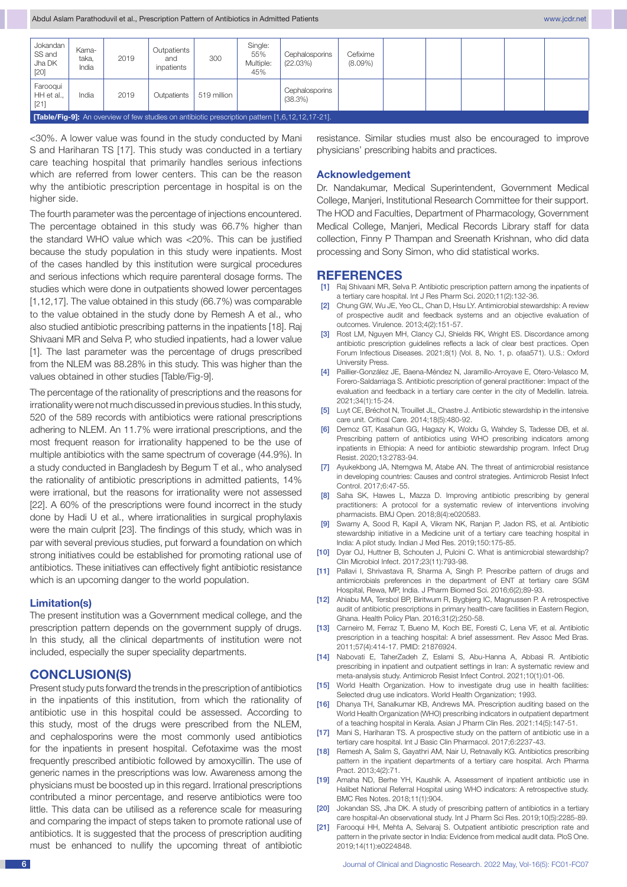| Jokandan SS and Jha DK [20] | Karnataka, India | 2019 | Outpatients and inpatients | 300 | Single: 55% Multiple: 45% | Cephalosporins (22.03%) | Cefixime (8.09%) | | | | | |
|---|---|---|---|---|---|---|---|---|---|---|---|---|
| Farooqui HH et al., [21] | India | 2019 | Outpatients | 519 million | | Cephalosporins (38.3%) | | | | | | |

**[Table/Fig-9]:** An overview of few studies on antibiotic prescription pattern [1,6,12,12,17-21].

<30%. A lower value was found in the study conducted by Mani S and Hariharan TS [17]. This study was conducted in a tertiary care teaching hospital that primarily handles serious infections which are referred from lower centers. This can be the reason why the antibiotic prescription percentage in hospital is on the higher side.

The fourth parameter was the percentage of injections encountered. The percentage obtained in this study was 66.7% higher than the standard WHO value which was <20%. This can be justified because the study population in this study were inpatients. Most of the cases handled by this institution were surgical procedures and serious infections which require parenteral dosage forms. The studies which were done in outpatients showed lower percentages [1,12,17]. The value obtained in this study (66.7%) was comparable to the value obtained in the study done by Remesh A et al., who also studied antibiotic prescribing patterns in the inpatients [18]. Raj Shivaani MR and Selva P, who studied inpatients, had a lower value [1]. The last parameter was the percentage of drugs prescribed from the NLEM was 88.28% in this study. This was higher than the values obtained in other studies [Table/Fig-9].

The percentage of the rationality of prescriptions and the reasons for irrationality were not much discussed in previous studies. In this study, 520 of the 589 records with antibiotics were rational prescriptions adhering to NLEM. An 11.7% were irrational prescriptions, and the most frequent reason for irrationality happened to be the use of multiple antibiotics with the same spectrum of coverage (44.9%). In a study conducted in Bangladesh by Begum T et al., who analysed the rationality of antibiotic prescriptions in admitted patients, 14% were irrational, but the reasons for irrationality were not assessed [22]. A 60% of the prescriptions were found incorrect in the study done by Hadi U et al., where irrationalities in surgical prophylaxis were the main culprit [23]. The findings of this study, which was in par with several previous studies, put forward a foundation on which strong initiatives could be established for promoting rational use of antibiotics. These initiatives can effectively fight antibiotic resistance which is an upcoming danger to the world population.

### Limitation(s)

The present institution was a Government medical college, and the prescription pattern depends on the government supply of drugs. In this study, all the clinical departments of institution were not included, especially the super speciality departments.

## CONCLUSION(S)

Present study puts forward the trends in the prescription of antibiotics in the inpatients of this institution, from which the rationality of antibiotic use in this hospital could be assessed. According to this study, most of the drugs were prescribed from the NLEM, and cephalosporins were the most commonly used antibiotics for the inpatients in present hospital. Cefotaxime was the most frequently prescribed antibiotic followed by amoxycillin. The use of generic names in the prescriptions was low. Awareness among the physicians must be boosted up in this regard. Irrational prescriptions contributed a minor percentage, and reserve antibiotics were too little. This data can be utilised as a reference scale for measuring and comparing the impact of steps taken to promote rational use of antibiotics. It is suggested that the process of prescription auditing must be enhanced to nullify the upcoming threat of antibiotic resistance. Similar studies must also be encouraged to improve physicians' prescribing habits and practices.

### Acknowledgement

Dr. Nandakumar, Medical Superintendent, Government Medical College, Manjeri, Institutional Research Committee for their support. The HOD and Faculties, Department of Pharmacology, Government Medical College, Manjeri, Medical Records Library staff for data collection, Finny P Thampan and Sreenath Krishnan, who did data processing and Sony Simon, who did statistical works.

## REFERENCES

[1] Raj Shivaani MR, Selva P. Antibiotic prescription pattern among the inpatients of a tertiary care hospital. Int J Res Pharm Sci. 2020;11(2):132-36.
[2] Chung GW, Wu JE, Yeo CL, Chan D, Hsu LY. Antimicrobial stewardship: A review of prospective audit and feedback systems and an objective evaluation of outcomes. Virulence. 2013;4(2):151-57.
[3] Rost LM, Nguyen MH, Clancy CJ, Shields RK, Wright ES. Discordance among antibiotic prescription guidelines reflects a lack of clear best practices. Open Forum Infectious Diseases. 2021;8(1) (Vol. 8, No. 1, p. ofaa571). U.S.: Oxford University Press.
[4] Paillier-González JE, Baena-Méndez N, Villa-Arroyave E, Otero-Velasco M, Forero-Saldarriaga S. Antibiotic prescription of general practitioner: Impact of the evaluation and feedback in a tertiary care center in the city of Medellín. Iatreia. 2021;34(1):15-24.
[5] Luyt CE, Bréchot N, Trouillet JL, Chastre J. Antibiotic stewardship in the intensive care unit. Critical Care. 2014;18(5):480-92.
[6] Demoz GT, Kasahun GG, Hagazy K, Woldu G, Wahdey S, Tadesse DB, et al. Prescribing pattern of antibiotics using WHO prescribing indicators among inpatients in Ethiopia: A need for antibiotic stewardship program. Infect Drug Resist. 2020;13:2783-94.
[7] Ayukekbong JA, Ntemgwa M, Atabe AN. The threat of antimicrobial resistance in developing countries: Causes and control strategies. Antimicrob Resist Infect Control. 2017;6:47-55.
[8] Saha SK, Hawes L, Mazza D. Improving antibiotic prescribing by general practitioners: A protocol for a systematic review of interventions involving pharmacists. BMJ Open. 2018;8(4):e020583.
[9] Swamy A, Sood R, Kapil A, Vikram NK, Ranjan P, Jadon RS, et al. Antibiotic stewardship initiative in a Medicine unit of a tertiary care teaching hospital in India: A pilot study. Indian J Med Res. 2019;150:175-85.
[10] Dyar OJ, Huttner B, Schouten J, Pulcini C. What is antimicrobial stewardship? Clin Microbiol Infect. 2017;23(11):793-98.
[11] Pallavi I, Shrivastava R, Sharma A, Singh P. Prescribe pattern of drugs and antimicrobials preferences in the department of ENT at tertiary care SGM Hospital, Rewa, MP, India. J Pharm Biomed Sci. 2016;6(2);89-93.
[12] Ahiabu MA, Tersbol BP, Biritwum R, Bygbjerg IC, Magnussen P. A retrospective audit of antibiotic prescriptions in primary health-care facilities in Eastern Region, Ghana. Health Policy Plan. 2016;31(2):250-58.
[13] Carneiro M, Ferraz T, Bueno M, Koch BE, Foresti C, Lena VF, et al. Antibiotic prescription in a teaching hospital: A brief assessment. Rev Assoc Med Bras. 2011;57(4):414-17. PMID: 21876924.
[14] Nabovati E, TaherZadeh Z, Eslami S, Abu-Hanna A, Abbasi R. Antibiotic prescribing in inpatient and outpatient settings in Iran: A systematic review and meta-analysis study. Antimicrob Resist Infect Control. 2021;10(1):01-06.
[15] World Health Organization. How to investigate drug use in health facilities: Selected drug use indicators. World Health Organization; 1993.
[16] Dhanya TH, Sanalkumar KB, Andrews MA. Prescription auditing based on the World Health Organization (WHO) prescribing indicators in outpatient department of a teaching hospital in Kerala. Asian J Pharm Clin Res. 2021:14(5):147-51.
[17] Mani S, Hariharan TS. A prospective study on the pattern of antibiotic use in a tertiary care hospital. Int J Basic Clin Pharmacol. 2017;6:2237-43.
[18] Remesh A, Salim S, Gayathri AM, Nair U, Retnavally KG. Antibiotics prescribing pattern in the inpatient departments of a tertiary care hospital. Arch Pharma Pract. 2013;4(2):71.
[19] Amaha ND, Berhe YH, Kaushik A. Assessment of inpatient antibiotic use in Halibet National Referral Hospital using WHO indicators: A retrospective study. BMC Res Notes. 2018;11(1):904.
[20] Jokandan SS, Jha DK. A study of prescribing pattern of antibiotics in a tertiary care hospital-An observational study. Int J Pharm Sci Res. 2019;10(5):2285-89.
[21] Farooqui HH, Mehta A, Selvaraj S. Outpatient antibiotic prescription rate and pattern in the private sector in India: Evidence from medical audit data. PloS One. 2019;14(11):e0224848.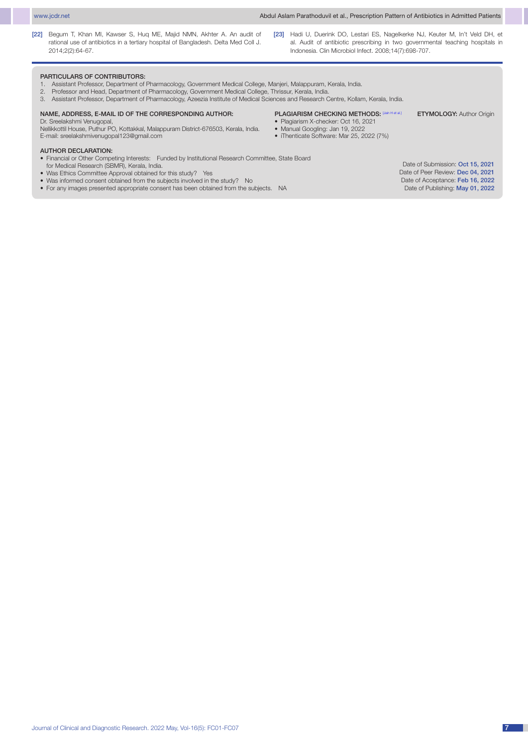[22] Begum T, Khan MI, Kawser S, Huq ME, Majid NMN, Akhter A. An audit of rational use of antibiotics in a tertiary hospital of Bangladesh. Delta Med Coll J. 2014;2(2):64-67.

[23] Hadi U, Duerink DO, Lestari ES, Nagelkerke NJ, Keuter M, In't Veld DH, et al. Audit of antibiotic prescribing in two governmental teaching hospitals in Indonesia. Clin Microbiol Infect. 2008;14(7):698-707.

**PARTICULARS OF CONTRIBUTORS:**

1. Assistant Professor, Department of Pharmacology, Government Medical College, Manjeri, Malappuram, Kerala, India.
2. Professor and Head, Department of Pharmacology, Government Medical College, Thrissur, Kerala, India.
3. Assistant Professor, Department of Pharmacology, Azeezia Institute of Medical Sciences and Research Centre, Kollam, Kerala, India.

**NAME, ADDRESS, E-MAIL ID OF THE CORRESPONDING AUTHOR:**

Dr. Sreelakshmi Venugopal,
Nellikkottil House, Puthur PO, Kottakkal, Malappuram District-676503, Kerala, India.
E-mail: sreelakshmivenugopal123@gmail.com

**PLAGIARISM CHECKING METHODS:** [Jain H et al.]

- Plagiarism X-checker: Oct 16, 2021
- Manual Googling: Jan 19, 2022
- iThenticate Software: Mar 25, 2022 (7%)

**ETYMOLOGY:** Author Origin

**AUTHOR DECLARATION:**

- Financial or Other Competing Interests: Funded by Institutional Research Committee, State Board for Medical Research (SBMR), Kerala, India.
- Was Ethics Committee Approval obtained for this study? Yes
- Was informed consent obtained from the subjects involved in the study? No
- For any images presented appropriate consent has been obtained from the subjects. NA

Date of Submission: Oct 15, 2021
Date of Peer Review: Dec 04, 2021
Date of Acceptance: Feb 16, 2022
Date of Publishing: May 01, 2022